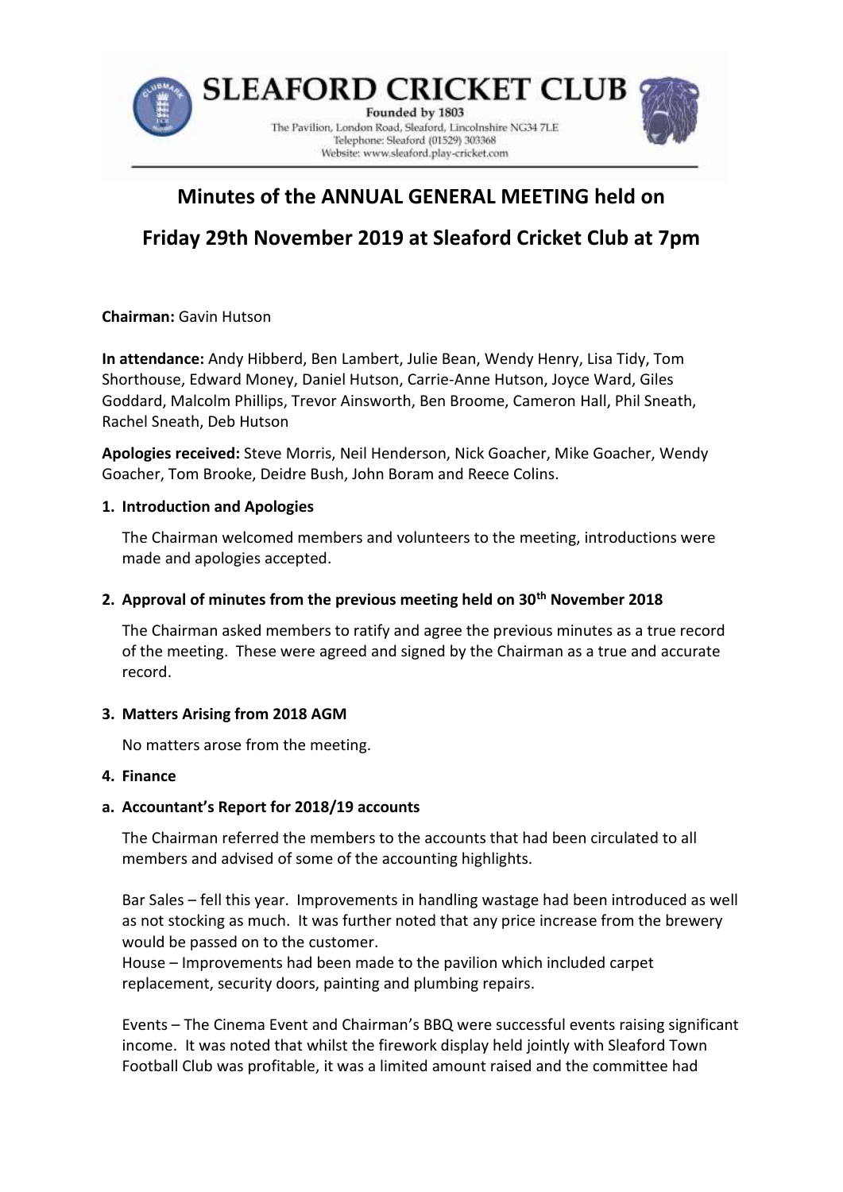**SLEAFORD CRICKET CLUB**

Founded by 1803

The Pavilion, London Road, Sleaford, Lincolnshire NG34 7LE

Telephone: Sleaford (01529) 303368

Website: www.sleaford.play-cricket.com

# Minutes of the ANNUAL GENERAL MEETING held on Friday 29th November 2019 at Sleaford Cricket Club at 7pm

**Chairman:** Gavin Hutson

**In attendance:** Andy Hibberd, Ben Lambert, Julie Bean, Wendy Henry, Lisa Tidy, Tom Shorthouse, Edward Money, Daniel Hutson, Carrie-Anne Hutson, Joyce Ward, Giles Goddard, Malcolm Phillips, Trevor Ainsworth, Ben Broome, Cameron Hall, Phil Sneath, Rachel Sneath, Deb Hutson

**Apologies received:** Steve Morris, Neil Henderson, Nick Goacher, Mike Goacher, Wendy Goacher, Tom Brooke, Deidre Bush, John Boram and Reece Colins.

**1. Introduction and Apologies**

The Chairman welcomed members and volunteers to the meeting, introductions were made and apologies accepted.

**2. Approval of minutes from the previous meeting held on 30th November 2018**

The Chairman asked members to ratify and agree the previous minutes as a true record of the meeting. These were agreed and signed by the Chairman as a true and accurate record.

**3. Matters Arising from 2018 AGM**

No matters arose from the meeting.

**4. Finance**

**a. Accountant's Report for 2018/19 accounts**

The Chairman referred the members to the accounts that had been circulated to all members and advised of some of the accounting highlights.

Bar Sales – fell this year. Improvements in handling wastage had been introduced as well as not stocking as much. It was further noted that any price increase from the brewery would be passed on to the customer.
House – Improvements had been made to the pavilion which included carpet replacement, security doors, painting and plumbing repairs.

Events – The Cinema Event and Chairman's BBQ were successful events raising significant income. It was noted that whilst the firework display held jointly with Sleaford Town Football Club was profitable, it was a limited amount raised and the committee had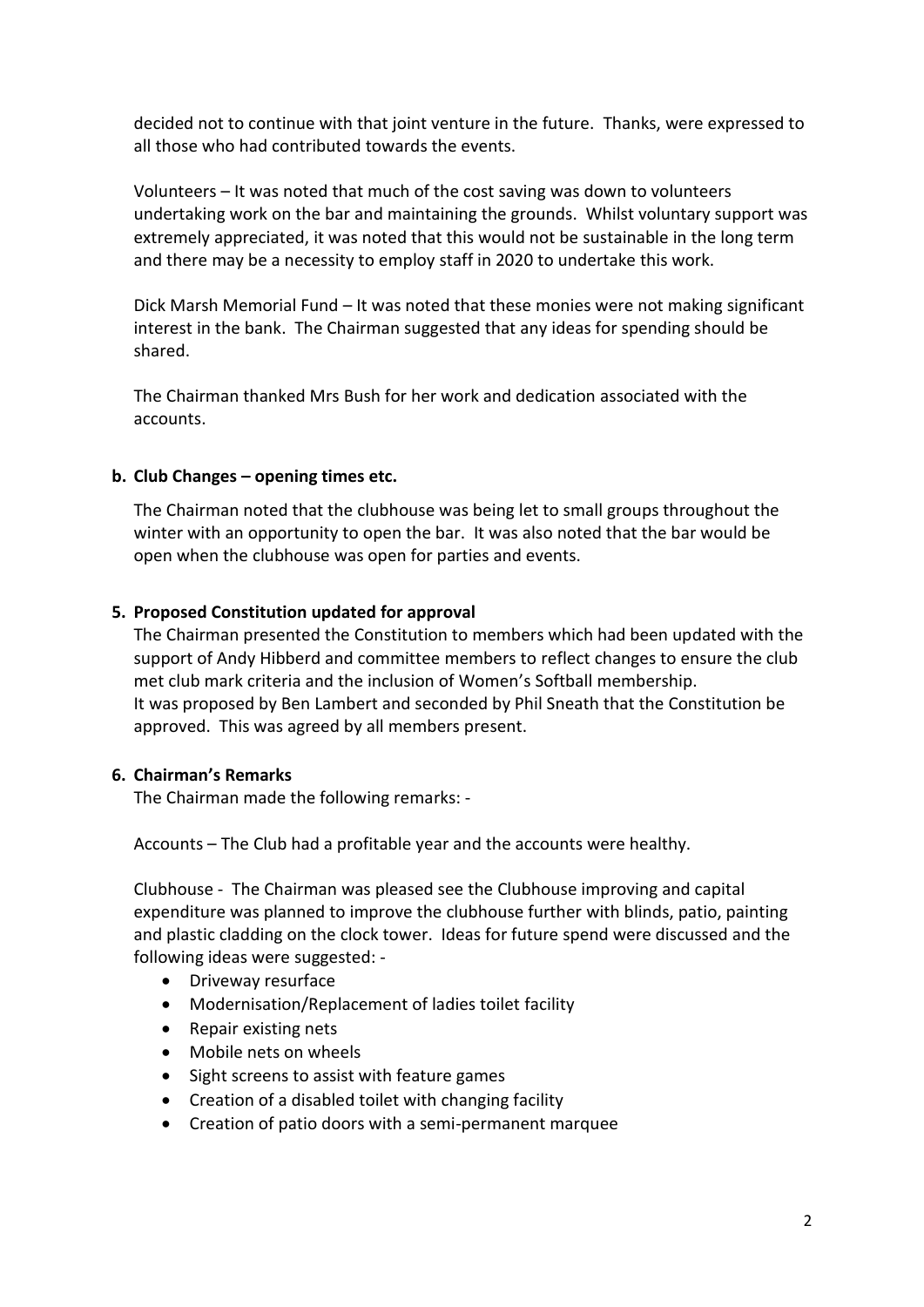decided not to continue with that joint venture in the future. Thanks, were expressed to all those who had contributed towards the events.

Volunteers – It was noted that much of the cost saving was down to volunteers undertaking work on the bar and maintaining the grounds. Whilst voluntary support was extremely appreciated, it was noted that this would not be sustainable in the long term and there may be a necessity to employ staff in 2020 to undertake this work.

Dick Marsh Memorial Fund – It was noted that these monies were not making significant interest in the bank. The Chairman suggested that any ideas for spending should be shared.

The Chairman thanked Mrs Bush for her work and dedication associated with the accounts.

**b. Club Changes – opening times etc.**

The Chairman noted that the clubhouse was being let to small groups throughout the winter with an opportunity to open the bar. It was also noted that the bar would be open when the clubhouse was open for parties and events.

**5. Proposed Constitution updated for approval**

The Chairman presented the Constitution to members which had been updated with the support of Andy Hibberd and committee members to reflect changes to ensure the club met club mark criteria and the inclusion of Women's Softball membership.
It was proposed by Ben Lambert and seconded by Phil Sneath that the Constitution be approved. This was agreed by all members present.

**6. Chairman's Remarks**

The Chairman made the following remarks: -

Accounts – The Club had a profitable year and the accounts were healthy.

Clubhouse - The Chairman was pleased see the Clubhouse improving and capital expenditure was planned to improve the clubhouse further with blinds, patio, painting and plastic cladding on the clock tower. Ideas for future spend were discussed and the following ideas were suggested: -

- Driveway resurface
- Modernisation/Replacement of ladies toilet facility
- Repair existing nets
- Mobile nets on wheels
- Sight screens to assist with feature games
- Creation of a disabled toilet with changing facility
- Creation of patio doors with a semi-permanent marquee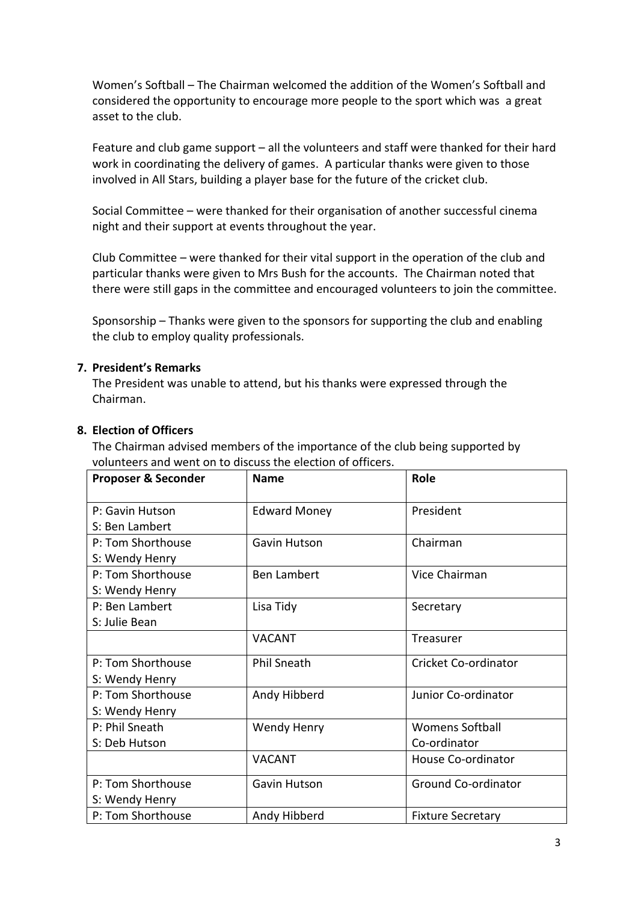Women's Softball – The Chairman welcomed the addition of the Women's Softball and considered the opportunity to encourage more people to the sport which was a great asset to the club.

Feature and club game support – all the volunteers and staff were thanked for their hard work in coordinating the delivery of games. A particular thanks were given to those involved in All Stars, building a player base for the future of the cricket club.

Social Committee – were thanked for their organisation of another successful cinema night and their support at events throughout the year.

Club Committee – were thanked for their vital support in the operation of the club and particular thanks were given to Mrs Bush for the accounts. The Chairman noted that there were still gaps in the committee and encouraged volunteers to join the committee.

Sponsorship – Thanks were given to the sponsors for supporting the club and enabling the club to employ quality professionals.

**7. President's Remarks**

The President was unable to attend, but his thanks were expressed through the Chairman.

**8. Election of Officers**

The Chairman advised members of the importance of the club being supported by volunteers and went on to discuss the election of officers.

| Proposer & Seconder | Name | Role |
|---|---|---|
| P: Gavin Hutson<br>S: Ben Lambert | Edward Money | President |
| P: Tom Shorthouse<br>S: Wendy Henry | Gavin Hutson | Chairman |
| P: Tom Shorthouse<br>S: Wendy Henry | Ben Lambert | Vice Chairman |
| P: Ben Lambert<br>S: Julie Bean | Lisa Tidy | Secretary |
| | VACANT | Treasurer |
| P: Tom Shorthouse<br>S: Wendy Henry | Phil Sneath | Cricket Co-ordinator |
| P: Tom Shorthouse<br>S: Wendy Henry | Andy Hibberd | Junior Co-ordinator |
| P: Phil Sneath<br>S: Deb Hutson | Wendy Henry | Womens Softball Co-ordinator |
| | VACANT | House Co-ordinator |
| P: Tom Shorthouse<br>S: Wendy Henry | Gavin Hutson | Ground Co-ordinator |
| P: Tom Shorthouse | Andy Hibberd | Fixture Secretary |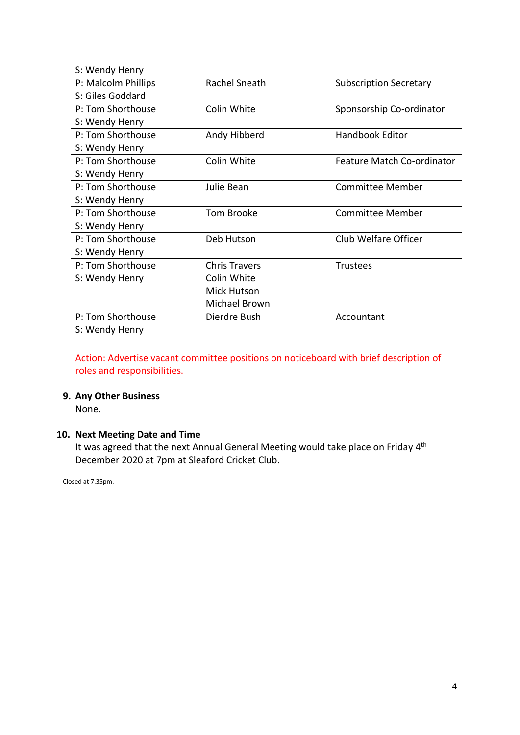| | | |
|---|---|---|
| S: Wendy Henry | | |
| P: Malcolm Phillips<br>S: Giles Goddard | Rachel Sneath | Subscription Secretary |
| P: Tom Shorthouse<br>S: Wendy Henry | Colin White | Sponsorship Co-ordinator |
| P: Tom Shorthouse<br>S: Wendy Henry | Andy Hibberd | Handbook Editor |
| P: Tom Shorthouse<br>S: Wendy Henry | Colin White | Feature Match Co-ordinator |
| P: Tom Shorthouse<br>S: Wendy Henry | Julie Bean | Committee Member |
| P: Tom Shorthouse<br>S: Wendy Henry | Tom Brooke | Committee Member |
| P: Tom Shorthouse<br>S: Wendy Henry | Deb Hutson | Club Welfare Officer |
| P: Tom Shorthouse<br>S: Wendy Henry | Chris Travers<br>Colin White<br>Mick Hutson<br>Michael Brown | Trustees |
| P: Tom Shorthouse<br>S: Wendy Henry | Dierdre Bush | Accountant |

Action: Advertise vacant committee positions on noticeboard with brief description of roles and responsibilities.

## 9. Any Other Business

None.

## 10. Next Meeting Date and Time

It was agreed that the next Annual General Meeting would take place on Friday 4th December 2020 at 7pm at Sleaford Cricket Club.

Closed at 7.35pm.